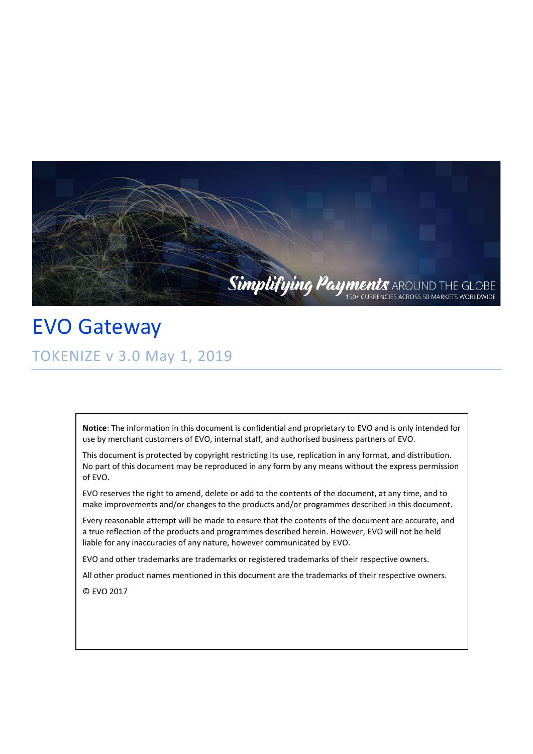# EVO Gateway

## TOKENIZE v 3.0 May 1, 2019

**Notice**: The information in this document is confidential and proprietary to EVO and is only intended for use by merchant customers of EVO, internal staff, and authorised business partners of EVO.

This document is protected by copyright restricting its use, replication in any format, and distribution. No part of this document may be reproduced in any form by any means without the express permission of EVO.

EVO reserves the right to amend, delete or add to the contents of the document, at any time, and to make improvements and/or changes to the products and/or programmes described in this document.

Every reasonable attempt will be made to ensure that the contents of the document are accurate, and a true reflection of the products and programmes described herein. However, EVO will not be held liable for any inaccuracies of any nature, however communicated by EVO.

EVO and other trademarks are trademarks or registered trademarks of their respective owners.

All other product names mentioned in this document are the trademarks of their respective owners.

© EVO 2017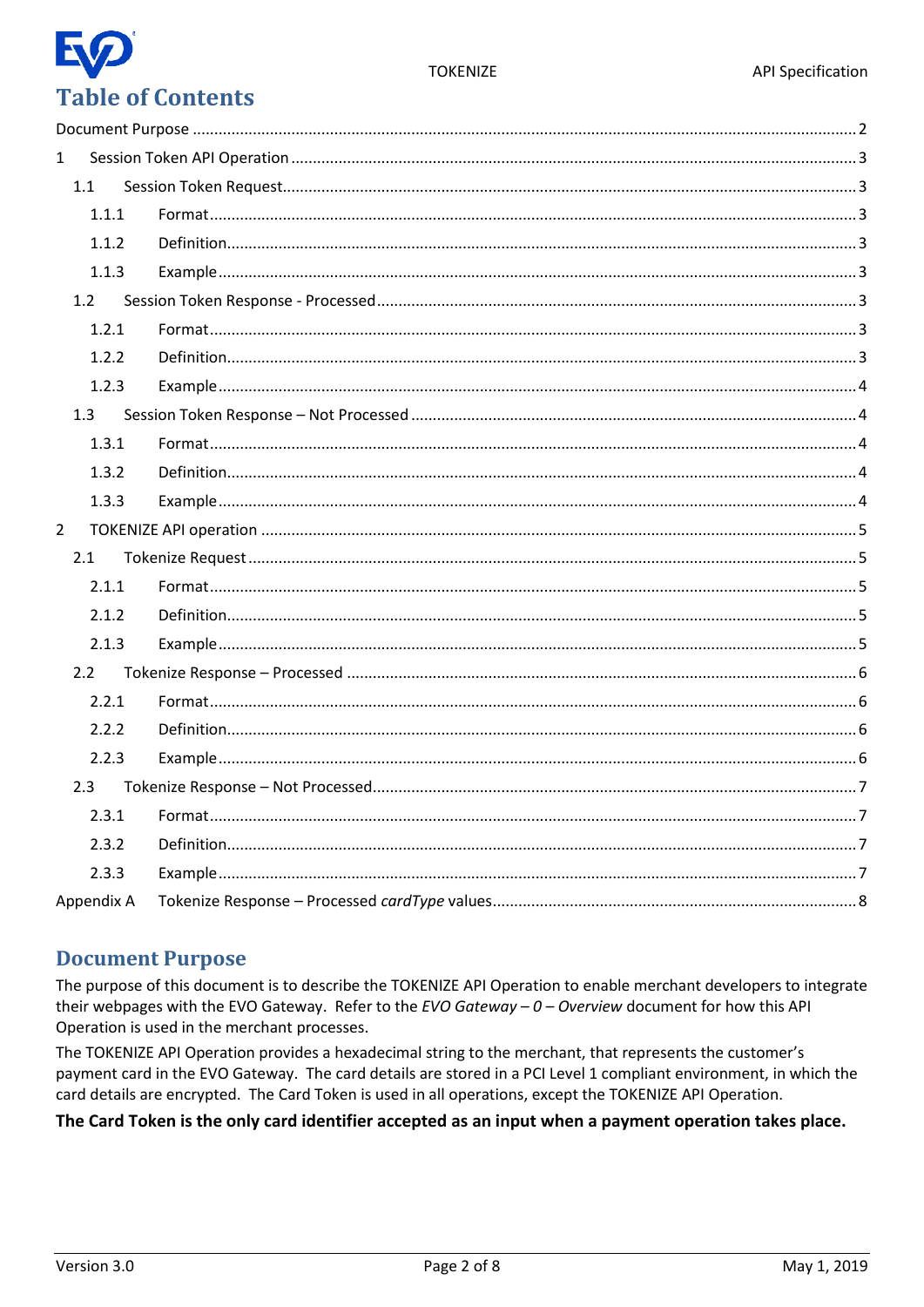# Table of Contents

Document Purpose ........................................................................ 2

1 Session Token API Operation ........................................................................ 3

- 1.1 Session Token Request ........................................................................ 3
  - 1.1.1 Format ........................................................................ 3
  - 1.1.2 Definition ........................................................................ 3
  - 1.1.3 Example ........................................................................ 3
- 1.2 Session Token Response - Processed ........................................................................ 3
  - 1.2.1 Format ........................................................................ 3
  - 1.2.2 Definition ........................................................................ 3
  - 1.2.3 Example ........................................................................ 4
- 1.3 Session Token Response – Not Processed ........................................................................ 4
  - 1.3.1 Format ........................................................................ 4
  - 1.3.2 Definition ........................................................................ 4
  - 1.3.3 Example ........................................................................ 4

2 TOKENIZE API operation ........................................................................ 5

- 2.1 Tokenize Request ........................................................................ 5
  - 2.1.1 Format ........................................................................ 5
  - 2.1.2 Definition ........................................................................ 5
  - 2.1.3 Example ........................................................................ 5
- 2.2 Tokenize Response – Processed ........................................................................ 6
  - 2.2.1 Format ........................................................................ 6
  - 2.2.2 Definition ........................................................................ 6
  - 2.2.3 Example ........................................................................ 6
- 2.3 Tokenize Response – Not Processed ........................................................................ 7
  - 2.3.1 Format ........................................................................ 7
  - 2.3.2 Definition ........................................................................ 7
  - 2.3.3 Example ........................................................................ 7

Appendix A Tokenize Response – Processed *cardType* values ........................................................................ 8

# Document Purpose

The purpose of this document is to describe the TOKENIZE API Operation to enable merchant developers to integrate their webpages with the EVO Gateway. Refer to the *EVO Gateway – 0 – Overview* document for how this API Operation is used in the merchant processes.

The TOKENIZE API Operation provides a hexadecimal string to the merchant, that represents the customer's payment card in the EVO Gateway. The card details are stored in a PCI Level 1 compliant environment, in which the card details are encrypted. The Card Token is used in all operations, except the TOKENIZE API Operation.

**The Card Token is the only card identifier accepted as an input when a payment operation takes place.**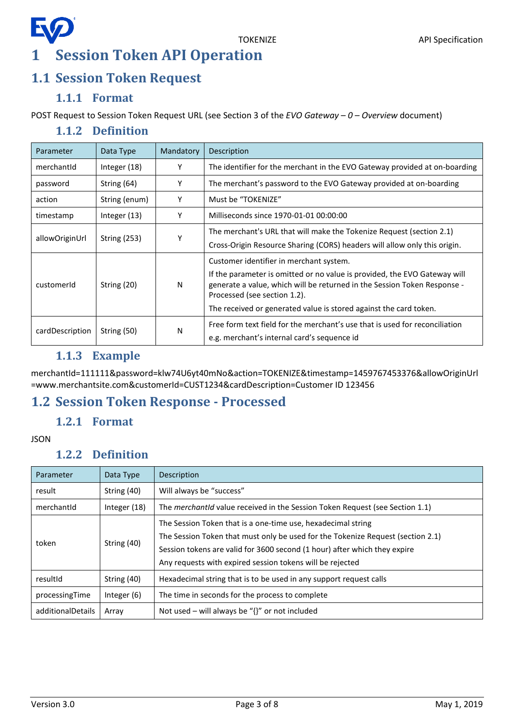# 1 Session Token API Operation

## 1.1 Session Token Request

### 1.1.1 Format

POST Request to Session Token Request URL (see Section 3 of the *EVO Gateway – 0 – Overview* document)

### 1.1.2 Definition

| Parameter | Data Type | Mandatory | Description |
|---|---|---|---|
| merchantId | Integer (18) | Y | The identifier for the merchant in the EVO Gateway provided at on-boarding |
| password | String (64) | Y | The merchant's password to the EVO Gateway provided at on-boarding |
| action | String (enum) | Y | Must be "TOKENIZE" |
| timestamp | Integer (13) | Y | Milliseconds since 1970-01-01 00:00:00 |
| allowOriginUrl | String (253) | Y | The merchant's URL that will make the Tokenize Request (section 2.1)<br>Cross-Origin Resource Sharing (CORS) headers will allow only this origin. |
| customerId | String (20) | N | Customer identifier in merchant system.<br>If the parameter is omitted or no value is provided, the EVO Gateway will generate a value, which will be returned in the Session Token Response - Processed (see section 1.2).<br>The received or generated value is stored against the card token. |
| cardDescription | String (50) | N | Free form text field for the merchant's use that is used for reconciliation<br>e.g. merchant's internal card's sequence id |

### 1.1.3 Example

merchantId=111111&password=klw74U6yt40mNo&action=TOKENIZE&timestamp=1459767453376&allowOriginUrl=www.merchantsite.com&customerId=CUST1234&cardDescription=Customer ID 123456

## 1.2 Session Token Response - Processed

### 1.2.1 Format

JSON

### 1.2.2 Definition

| Parameter | Data Type | Description |
|---|---|---|
| result | String (40) | Will always be "success" |
| merchantId | Integer (18) | The *merchantId* value received in the Session Token Request (see Section 1.1) |
| token | String (40) | The Session Token that is a one-time use, hexadecimal string<br>The Session Token that must only be used for the Tokenize Request (section 2.1)<br>Session tokens are valid for 3600 second (1 hour) after which they expire<br>Any requests with expired session tokens will be rejected |
| resultId | String (40) | Hexadecimal string that is to be used in any support request calls |
| processingTime | Integer (6) | The time in seconds for the process to complete |
| additionalDetails | Array | Not used – will always be "{}" or not included |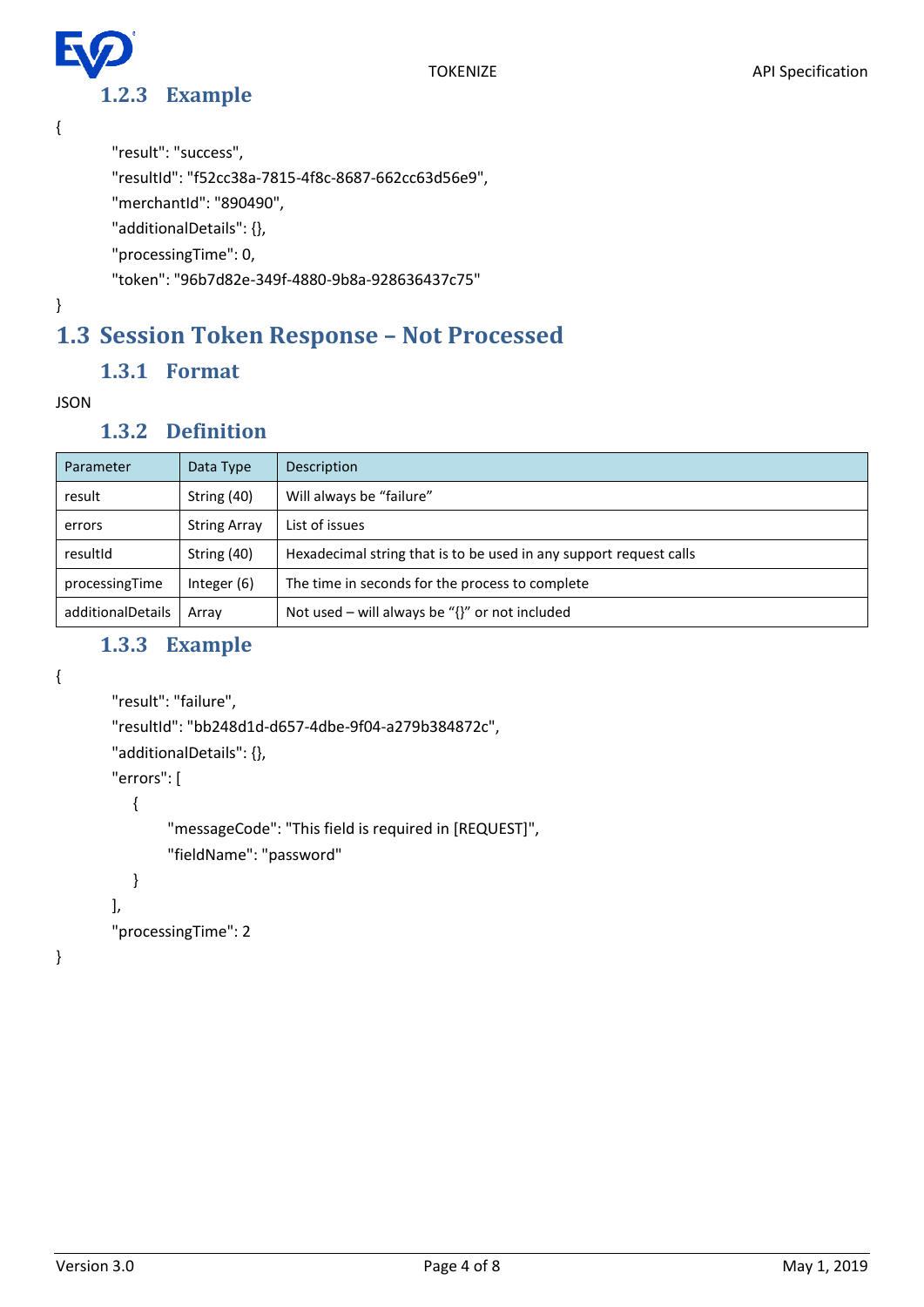### 1.2.3 Example

```
{
    "result": "success",
    "resultId": "f52cc38a-7815-4f8c-8687-662cc63d56e9",
    "merchantId": "890490",
    "additionalDetails": {},
    "processingTime": 0,
    "token": "96b7d82e-349f-4880-9b8a-928636437c75"
}
```

## 1.3 Session Token Response – Not Processed

### 1.3.1 Format

JSON

### 1.3.2 Definition

| Parameter | Data Type | Description |
|---|---|---|
| result | String (40) | Will always be "failure" |
| errors | String Array | List of issues |
| resultId | String (40) | Hexadecimal string that is to be used in any support request calls |
| processingTime | Integer (6) | The time in seconds for the process to complete |
| additionalDetails | Array | Not used – will always be "{}" or not included |

### 1.3.3 Example

```
{
    "result": "failure",
    "resultId": "bb248d1d-d657-4dbe-9f04-a279b384872c",
    "additionalDetails": {},
    "errors": [
      {
          "messageCode": "This field is required in [REQUEST]",
          "fieldName": "password"
      }
    ],
    "processingTime": 2
}
```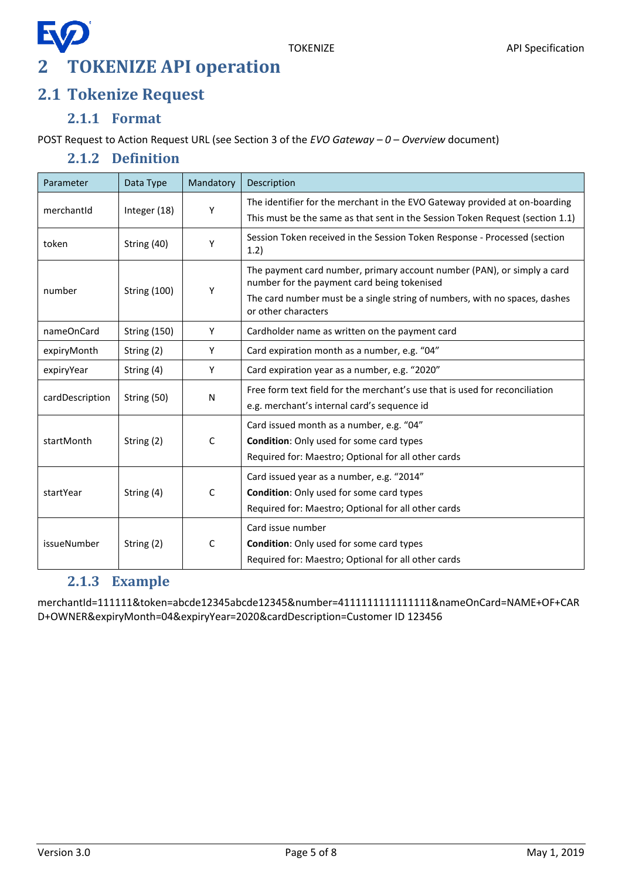# 2 TOKENIZE API operation

## 2.1 Tokenize Request

### 2.1.1 Format

POST Request to Action Request URL (see Section 3 of the *EVO Gateway – 0 – Overview* document)

### 2.1.2 Definition

| Parameter | Data Type | Mandatory | Description |
|---|---|---|---|
| merchantId | Integer (18) | Y | The identifier for the merchant in the EVO Gateway provided at on-boarding<br>This must be the same as that sent in the Session Token Request (section 1.1) |
| token | String (40) | Y | Session Token received in the Session Token Response - Processed (section 1.2) |
| number | String (100) | Y | The payment card number, primary account number (PAN), or simply a card number for the payment card being tokenised<br>The card number must be a single string of numbers, with no spaces, dashes or other characters |
| nameOnCard | String (150) | Y | Cardholder name as written on the payment card |
| expiryMonth | String (2) | Y | Card expiration month as a number, e.g. "04" |
| expiryYear | String (4) | Y | Card expiration year as a number, e.g. "2020" |
| cardDescription | String (50) | N | Free form text field for the merchant's use that is used for reconciliation<br>e.g. merchant's internal card's sequence id |
| startMonth | String (2) | C | Card issued month as a number, e.g. "04"<br>**Condition**: Only used for some card types<br>Required for: Maestro; Optional for all other cards |
| startYear | String (4) | C | Card issued year as a number, e.g. "2014"<br>**Condition**: Only used for some card types<br>Required for: Maestro; Optional for all other cards |
| issueNumber | String (2) | C | Card issue number<br>**Condition**: Only used for some card types<br>Required for: Maestro; Optional for all other cards |

### 2.1.3 Example

merchantId=111111&token=abcde12345abcde12345&number=4111111111111111&nameOnCard=NAME+OF+CARD+OWNER&expiryMonth=04&expiryYear=2020&cardDescription=Customer ID 123456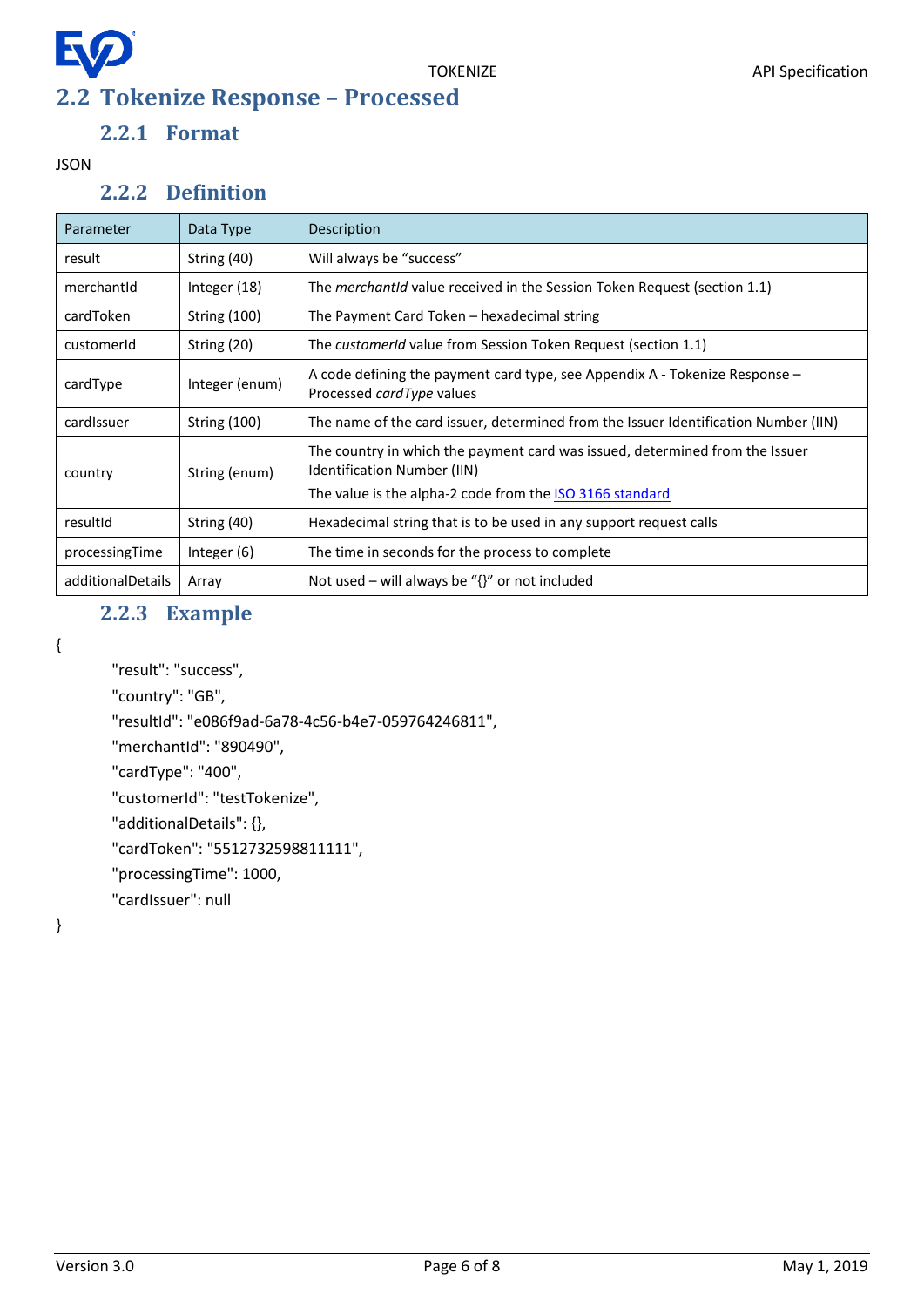## 2.2 Tokenize Response – Processed

### 2.2.1 Format

JSON

### 2.2.2 Definition

| Parameter | Data Type | Description |
|---|---|---|
| result | String (40) | Will always be "success" |
| merchantId | Integer (18) | The *merchantId* value received in the Session Token Request (section 1.1) |
| cardToken | String (100) | The Payment Card Token – hexadecimal string |
| customerId | String (20) | The *customerId* value from Session Token Request (section 1.1) |
| cardType | Integer (enum) | A code defining the payment card type, see Appendix A - Tokenize Response – Processed *cardType* values |
| cardIssuer | String (100) | The name of the card issuer, determined from the Issuer Identification Number (IIN) |
| country | String (enum) | The country in which the payment card was issued, determined from the Issuer Identification Number (IIN)<br>The value is the alpha-2 code from the ISO 3166 standard |
| resultId | String (40) | Hexadecimal string that is to be used in any support request calls |
| processingTime | Integer (6) | The time in seconds for the process to complete |
| additionalDetails | Array | Not used – will always be "{}" or not included |

### 2.2.3 Example

```
{
    "result": "success",
    "country": "GB",
    "resultId": "e086f9ad-6a78-4c56-b4e7-059764246811",
    "merchantId": "890490",
    "cardType": "400",
    "customerId": "testTokenize",
    "additionalDetails": {},
    "cardToken": "5512732598811111",
    "processingTime": 1000,
    "cardIssuer": null
}
```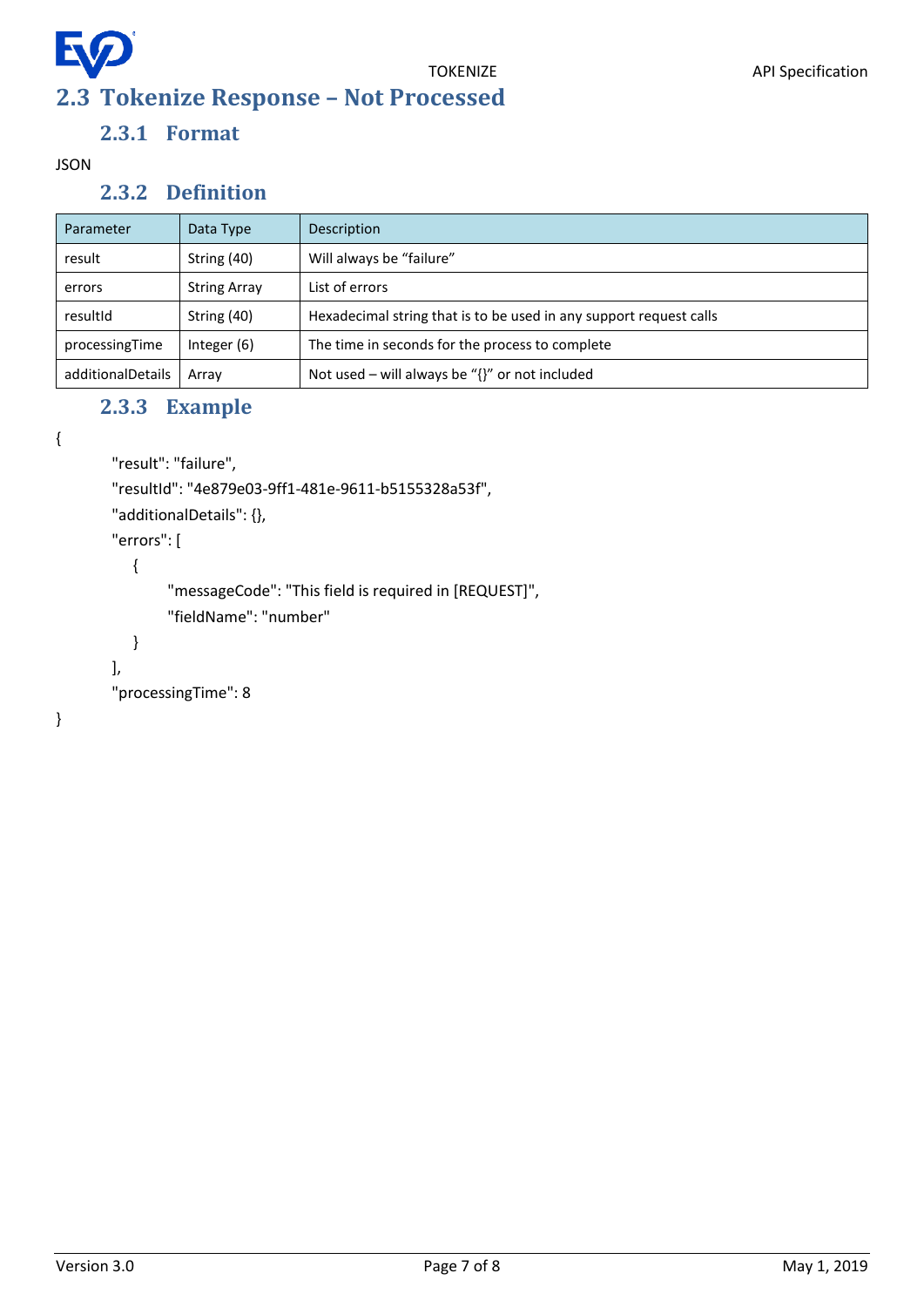## 2.3 Tokenize Response – Not Processed

### 2.3.1 Format

JSON

### 2.3.2 Definition

| Parameter | Data Type | Description |
|---|---|---|
| result | String (40) | Will always be "failure" |
| errors | String Array | List of errors |
| resultId | String (40) | Hexadecimal string that is to be used in any support request calls |
| processingTime | Integer (6) | The time in seconds for the process to complete |
| additionalDetails | Array | Not used – will always be "{}" or not included |

### 2.3.3 Example

```
{
    "result": "failure",
    "resultId": "4e879e03-9ff1-481e-9611-b5155328a53f",
    "additionalDetails": {},
    "errors": [
      {
          "messageCode": "This field is required in [REQUEST]",
          "fieldName": "number"
      }
    ],
    "processingTime": 8
}
```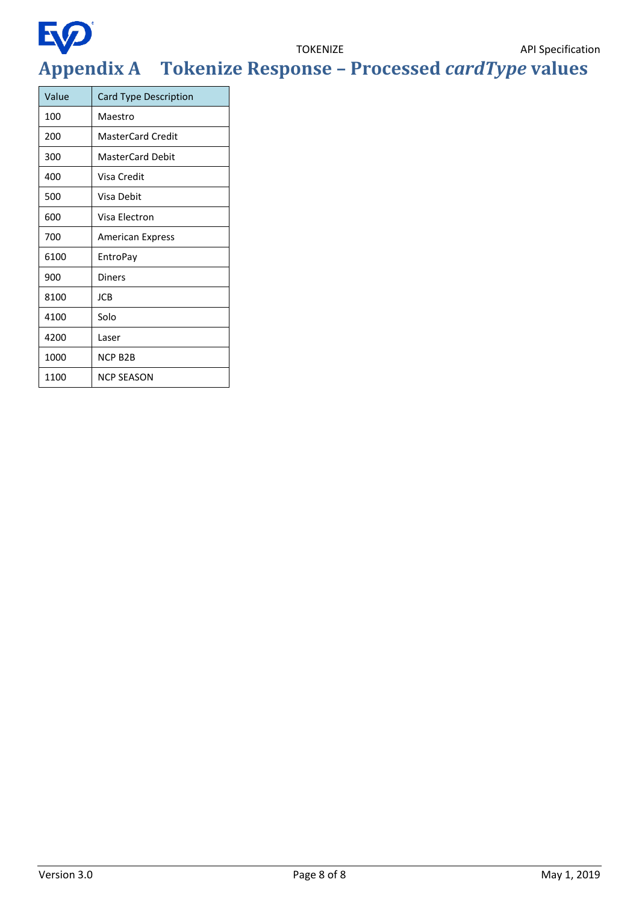# Appendix A Tokenize Response – Processed *cardType* values

| Value | Card Type Description |
|---|---|
| 100 | Maestro |
| 200 | MasterCard Credit |
| 300 | MasterCard Debit |
| 400 | Visa Credit |
| 500 | Visa Debit |
| 600 | Visa Electron |
| 700 | American Express |
| 6100 | EntroPay |
| 900 | Diners |
| 8100 | JCB |
| 4100 | Solo |
| 4200 | Laser |
| 1000 | NCP B2B |
| 1100 | NCP SEASON |